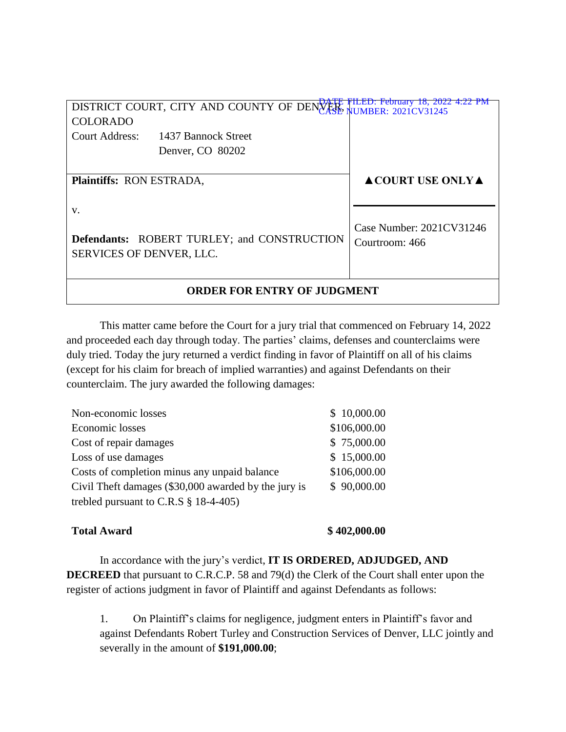DATE FILED: February 18, 2022 4:22 PM
CASE NUMBER: 2021CV31245

| DISTRICT COURT, CITY AND COUNTY OF DENVER, COLORADO<br>Court Address: 1437 Bannock Street<br>Denver, CO 80202 | |
|---|---|
| **Plaintiffs:** RON ESTRADA,<br><br>v.<br><br>**Defendants:** ROBERT TURLEY; and CONSTRUCTION SERVICES OF DENVER, LLC. | ▲COURT USE ONLY▲<br><br>Case Number: 2021CV31246<br>Courtroom: 466 |

## ORDER FOR ENTRY OF JUDGMENT

This matter came before the Court for a jury trial that commenced on February 14, 2022 and proceeded each day through today. The parties' claims, defenses and counterclaims were duly tried. Today the jury returned a verdict finding in favor of Plaintiff on all of his claims (except for his claim for breach of implied warranties) and against Defendants on their counterclaim. The jury awarded the following damages:

| | |
|---|---|
| Non-economic losses | $ 10,000.00 |
| Economic losses | $106,000.00 |
| Cost of repair damages | $ 75,000.00 |
| Loss of use damages | $ 15,000.00 |
| Costs of completion minus any unpaid balance | $106,000.00 |
| Civil Theft damages ($30,000 awarded by the jury is trebled pursuant to C.R.S § 18-4-405) | $ 90,000.00 |
| **Total Award** | **$ 402,000.00** |

In accordance with the jury's verdict, **IT IS ORDERED, ADJUDGED, AND DECREED** that pursuant to C.R.C.P. 58 and 79(d) the Clerk of the Court shall enter upon the register of actions judgment in favor of Plaintiff and against Defendants as follows:

1. On Plaintiff's claims for negligence, judgment enters in Plaintiff's favor and against Defendants Robert Turley and Construction Services of Denver, LLC jointly and severally in the amount of **$191,000.00**;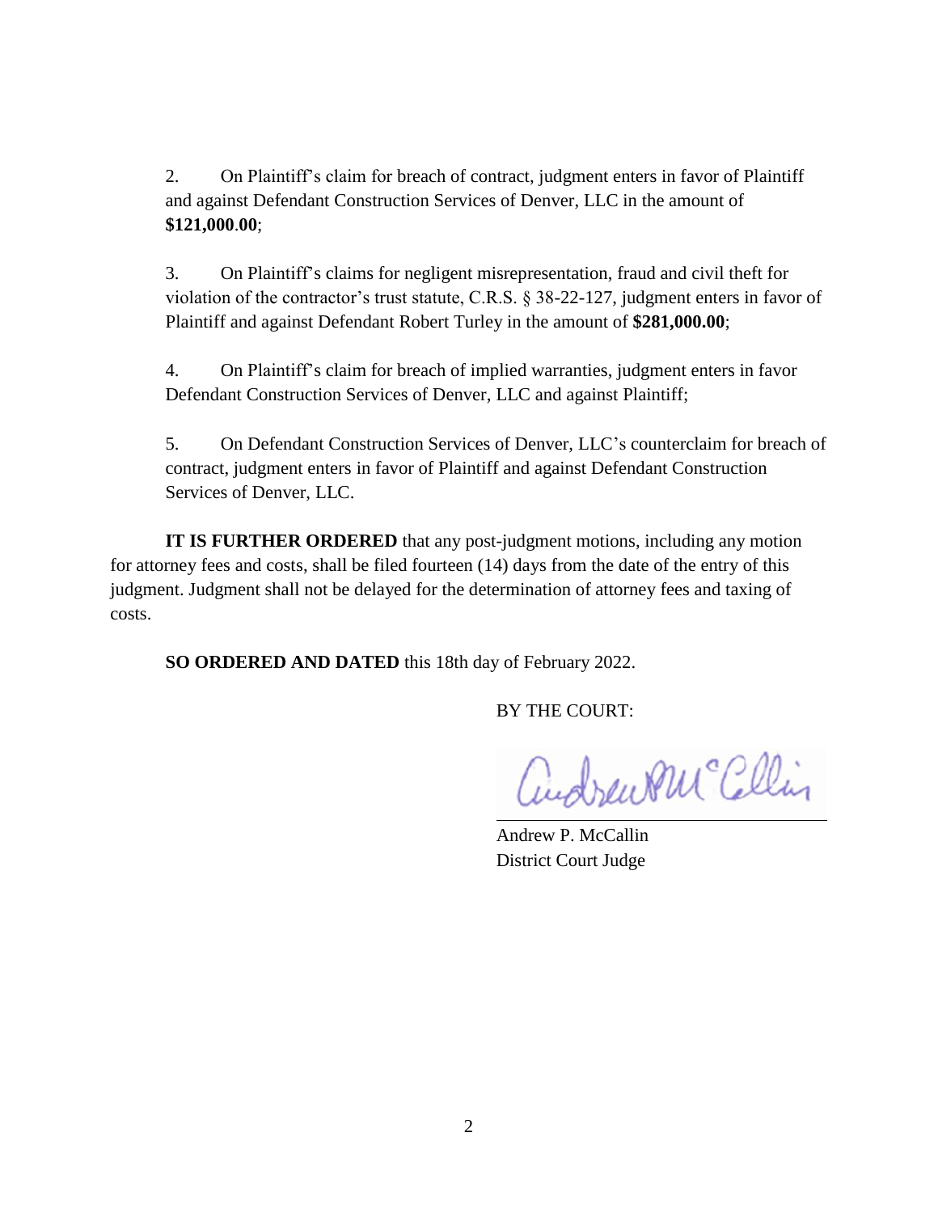2. On Plaintiff's claim for breach of contract, judgment enters in favor of Plaintiff and against Defendant Construction Services of Denver, LLC in the amount of **$121,000.00**;

3. On Plaintiff's claims for negligent misrepresentation, fraud and civil theft for violation of the contractor's trust statute, C.R.S. § 38-22-127, judgment enters in favor of Plaintiff and against Defendant Robert Turley in the amount of **$281,000.00**;

4. On Plaintiff's claim for breach of implied warranties, judgment enters in favor Defendant Construction Services of Denver, LLC and against Plaintiff;

5. On Defendant Construction Services of Denver, LLC's counterclaim for breach of contract, judgment enters in favor of Plaintiff and against Defendant Construction Services of Denver, LLC.

**IT IS FURTHER ORDERED** that any post-judgment motions, including any motion for attorney fees and costs, shall be filed fourteen (14) days from the date of the entry of this judgment. Judgment shall not be delayed for the determination of attorney fees and taxing of costs.

**SO ORDERED AND DATED** this 18th day of February 2022.

BY THE COURT:

Andrew P. McCallin
District Court Judge